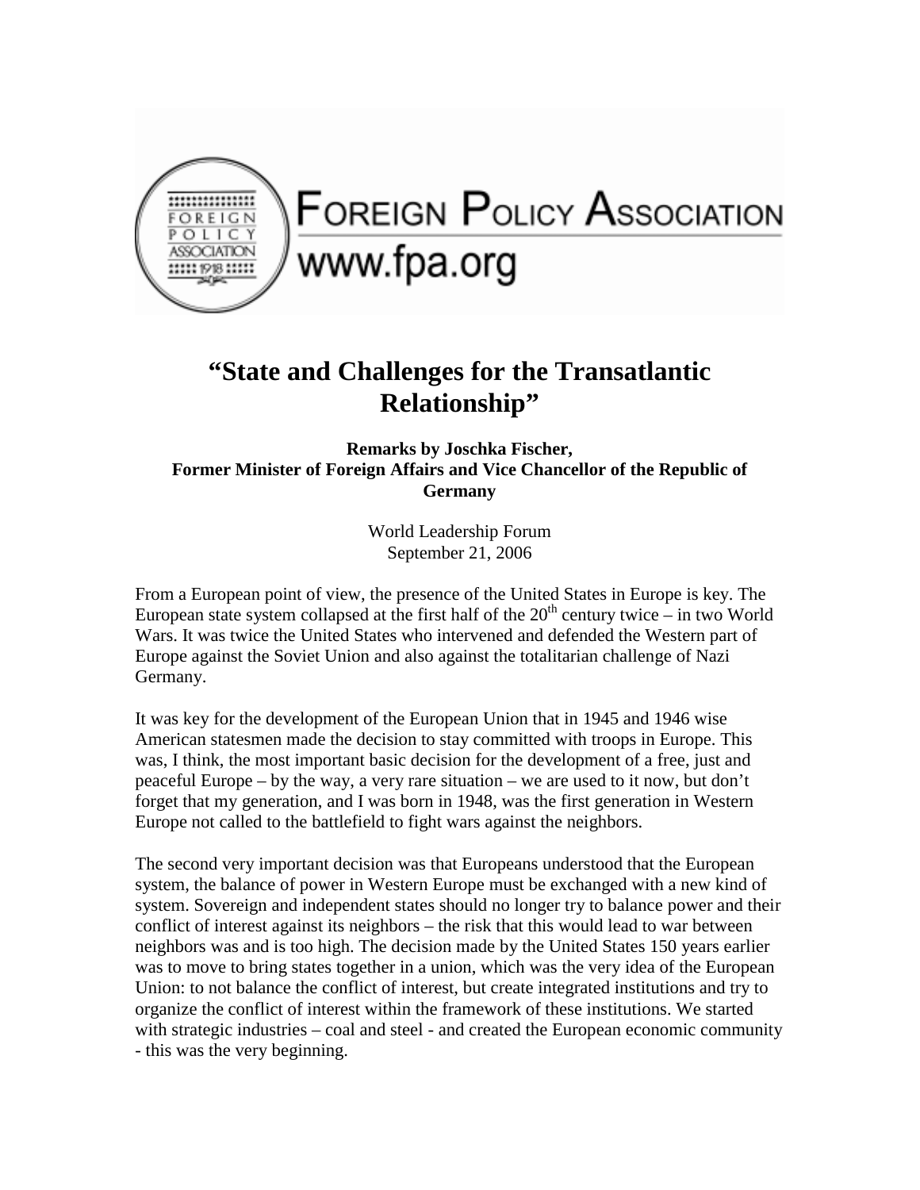Foreign Policy Association
www.fpa.org

# "State and Challenges for the Transatlantic Relationship"

**Remarks by Joschka Fischer,**
**Former Minister of Foreign Affairs and Vice Chancellor of the Republic of Germany**

World Leadership Forum
September 21, 2006

From a European point of view, the presence of the United States in Europe is key. The European state system collapsed at the first half of the 20th century twice – in two World Wars. It was twice the United States who intervened and defended the Western part of Europe against the Soviet Union and also against the totalitarian challenge of Nazi Germany.

It was key for the development of the European Union that in 1945 and 1946 wise American statesmen made the decision to stay committed with troops in Europe. This was, I think, the most important basic decision for the development of a free, just and peaceful Europe – by the way, a very rare situation – we are used to it now, but don't forget that my generation, and I was born in 1948, was the first generation in Western Europe not called to the battlefield to fight wars against the neighbors.

The second very important decision was that Europeans understood that the European system, the balance of power in Western Europe must be exchanged with a new kind of system. Sovereign and independent states should no longer try to balance power and their conflict of interest against its neighbors – the risk that this would lead to war between neighbors was and is too high. The decision made by the United States 150 years earlier was to move to bring states together in a union, which was the very idea of the European Union: to not balance the conflict of interest, but create integrated institutions and try to organize the conflict of interest within the framework of these institutions. We started with strategic industries – coal and steel - and created the European economic community - this was the very beginning.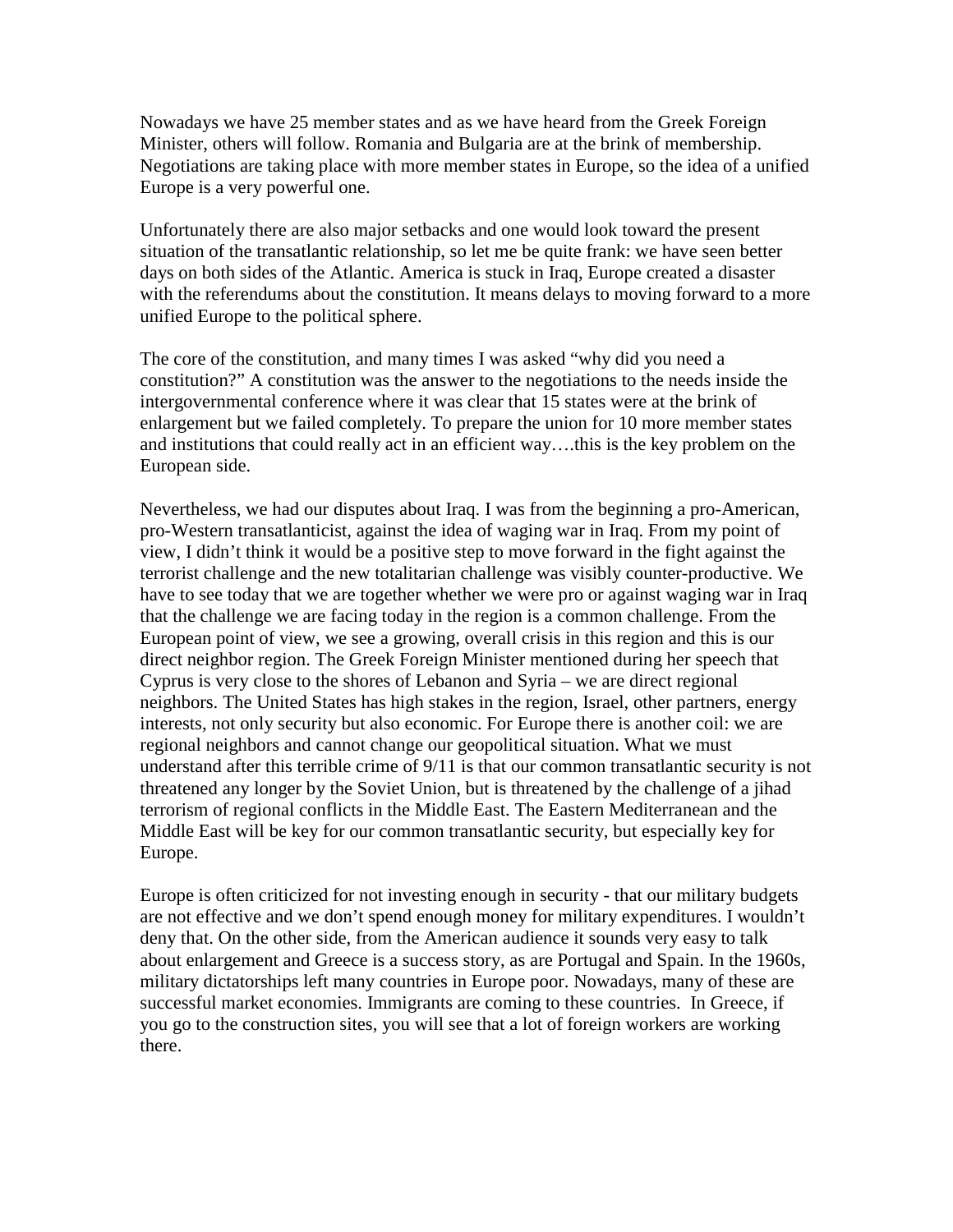Nowadays we have 25 member states and as we have heard from the Greek Foreign Minister, others will follow. Romania and Bulgaria are at the brink of membership. Negotiations are taking place with more member states in Europe, so the idea of a unified Europe is a very powerful one.

Unfortunately there are also major setbacks and one would look toward the present situation of the transatlantic relationship, so let me be quite frank: we have seen better days on both sides of the Atlantic. America is stuck in Iraq, Europe created a disaster with the referendums about the constitution. It means delays to moving forward to a more unified Europe to the political sphere.

The core of the constitution, and many times I was asked "why did you need a constitution?" A constitution was the answer to the negotiations to the needs inside the intergovernmental conference where it was clear that 15 states were at the brink of enlargement but we failed completely. To prepare the union for 10 more member states and institutions that could really act in an efficient way….this is the key problem on the European side.

Nevertheless, we had our disputes about Iraq. I was from the beginning a pro-American, pro-Western transatlanticist, against the idea of waging war in Iraq. From my point of view, I didn't think it would be a positive step to move forward in the fight against the terrorist challenge and the new totalitarian challenge was visibly counter-productive. We have to see today that we are together whether we were pro or against waging war in Iraq that the challenge we are facing today in the region is a common challenge. From the European point of view, we see a growing, overall crisis in this region and this is our direct neighbor region. The Greek Foreign Minister mentioned during her speech that Cyprus is very close to the shores of Lebanon and Syria – we are direct regional neighbors. The United States has high stakes in the region, Israel, other partners, energy interests, not only security but also economic. For Europe there is another coil: we are regional neighbors and cannot change our geopolitical situation. What we must understand after this terrible crime of 9/11 is that our common transatlantic security is not threatened any longer by the Soviet Union, but is threatened by the challenge of a jihad terrorism of regional conflicts in the Middle East. The Eastern Mediterranean and the Middle East will be key for our common transatlantic security, but especially key for Europe.

Europe is often criticized for not investing enough in security - that our military budgets are not effective and we don't spend enough money for military expenditures. I wouldn't deny that. On the other side, from the American audience it sounds very easy to talk about enlargement and Greece is a success story, as are Portugal and Spain. In the 1960s, military dictatorships left many countries in Europe poor. Nowadays, many of these are successful market economies. Immigrants are coming to these countries. In Greece, if you go to the construction sites, you will see that a lot of foreign workers are working there.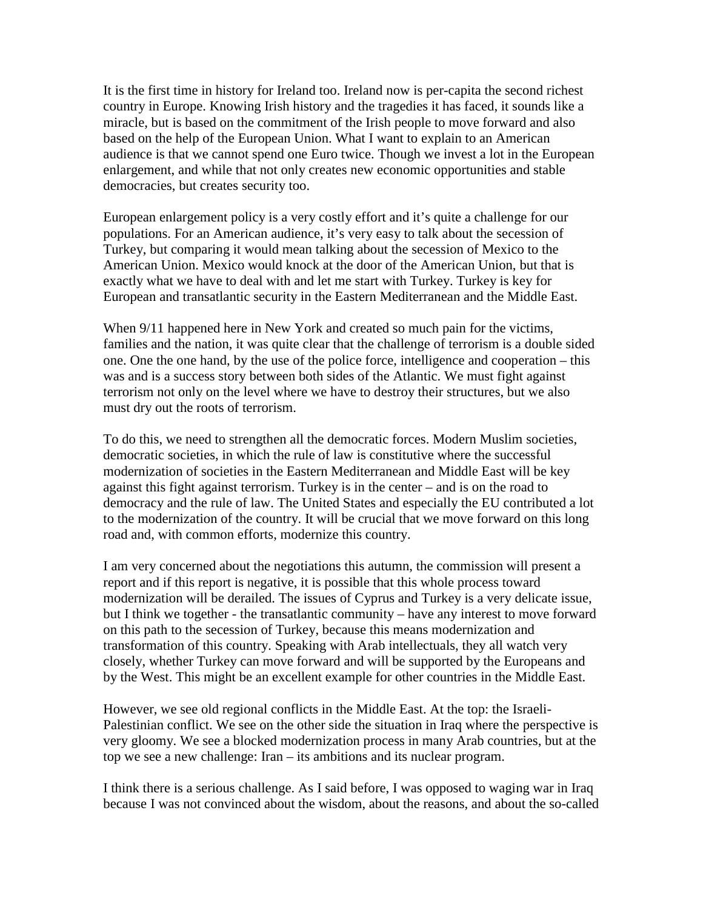It is the first time in history for Ireland too. Ireland now is per-capita the second richest country in Europe. Knowing Irish history and the tragedies it has faced, it sounds like a miracle, but is based on the commitment of the Irish people to move forward and also based on the help of the European Union. What I want to explain to an American audience is that we cannot spend one Euro twice. Though we invest a lot in the European enlargement, and while that not only creates new economic opportunities and stable democracies, but creates security too.

European enlargement policy is a very costly effort and it's quite a challenge for our populations. For an American audience, it's very easy to talk about the secession of Turkey, but comparing it would mean talking about the secession of Mexico to the American Union. Mexico would knock at the door of the American Union, but that is exactly what we have to deal with and let me start with Turkey. Turkey is key for European and transatlantic security in the Eastern Mediterranean and the Middle East.

When 9/11 happened here in New York and created so much pain for the victims, families and the nation, it was quite clear that the challenge of terrorism is a double sided one. One the one hand, by the use of the police force, intelligence and cooperation – this was and is a success story between both sides of the Atlantic. We must fight against terrorism not only on the level where we have to destroy their structures, but we also must dry out the roots of terrorism.

To do this, we need to strengthen all the democratic forces. Modern Muslim societies, democratic societies, in which the rule of law is constitutive where the successful modernization of societies in the Eastern Mediterranean and Middle East will be key against this fight against terrorism. Turkey is in the center – and is on the road to democracy and the rule of law. The United States and especially the EU contributed a lot to the modernization of the country. It will be crucial that we move forward on this long road and, with common efforts, modernize this country.

I am very concerned about the negotiations this autumn, the commission will present a report and if this report is negative, it is possible that this whole process toward modernization will be derailed. The issues of Cyprus and Turkey is a very delicate issue, but I think we together - the transatlantic community – have any interest to move forward on this path to the secession of Turkey, because this means modernization and transformation of this country. Speaking with Arab intellectuals, they all watch very closely, whether Turkey can move forward and will be supported by the Europeans and by the West. This might be an excellent example for other countries in the Middle East.

However, we see old regional conflicts in the Middle East. At the top: the Israeli-Palestinian conflict. We see on the other side the situation in Iraq where the perspective is very gloomy. We see a blocked modernization process in many Arab countries, but at the top we see a new challenge: Iran – its ambitions and its nuclear program.

I think there is a serious challenge. As I said before, I was opposed to waging war in Iraq because I was not convinced about the wisdom, about the reasons, and about the so-called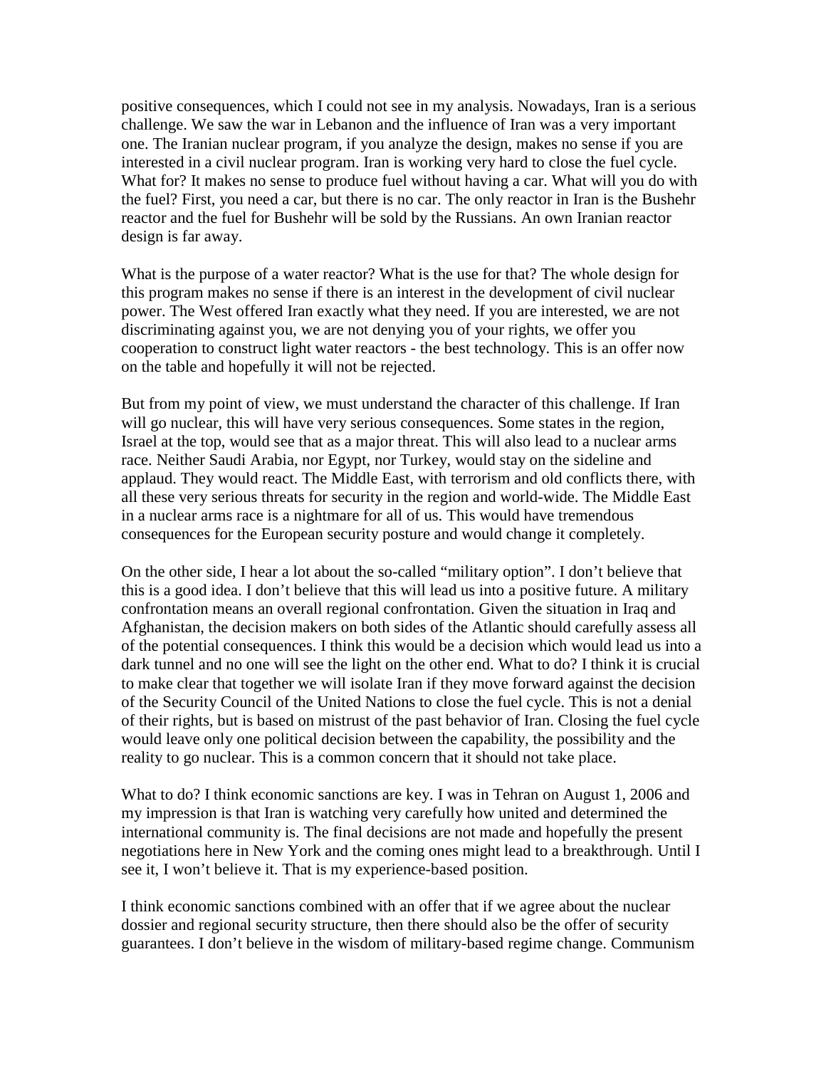positive consequences, which I could not see in my analysis. Nowadays, Iran is a serious challenge. We saw the war in Lebanon and the influence of Iran was a very important one. The Iranian nuclear program, if you analyze the design, makes no sense if you are interested in a civil nuclear program. Iran is working very hard to close the fuel cycle. What for? It makes no sense to produce fuel without having a car. What will you do with the fuel? First, you need a car, but there is no car. The only reactor in Iran is the Bushehr reactor and the fuel for Bushehr will be sold by the Russians. An own Iranian reactor design is far away.

What is the purpose of a water reactor? What is the use for that? The whole design for this program makes no sense if there is an interest in the development of civil nuclear power. The West offered Iran exactly what they need. If you are interested, we are not discriminating against you, we are not denying you of your rights, we offer you cooperation to construct light water reactors - the best technology. This is an offer now on the table and hopefully it will not be rejected.

But from my point of view, we must understand the character of this challenge. If Iran will go nuclear, this will have very serious consequences. Some states in the region, Israel at the top, would see that as a major threat. This will also lead to a nuclear arms race. Neither Saudi Arabia, nor Egypt, nor Turkey, would stay on the sideline and applaud. They would react. The Middle East, with terrorism and old conflicts there, with all these very serious threats for security in the region and world-wide. The Middle East in a nuclear arms race is a nightmare for all of us. This would have tremendous consequences for the European security posture and would change it completely.

On the other side, I hear a lot about the so-called "military option". I don't believe that this is a good idea. I don't believe that this will lead us into a positive future. A military confrontation means an overall regional confrontation. Given the situation in Iraq and Afghanistan, the decision makers on both sides of the Atlantic should carefully assess all of the potential consequences. I think this would be a decision which would lead us into a dark tunnel and no one will see the light on the other end. What to do? I think it is crucial to make clear that together we will isolate Iran if they move forward against the decision of the Security Council of the United Nations to close the fuel cycle. This is not a denial of their rights, but is based on mistrust of the past behavior of Iran. Closing the fuel cycle would leave only one political decision between the capability, the possibility and the reality to go nuclear. This is a common concern that it should not take place.

What to do? I think economic sanctions are key. I was in Tehran on August 1, 2006 and my impression is that Iran is watching very carefully how united and determined the international community is. The final decisions are not made and hopefully the present negotiations here in New York and the coming ones might lead to a breakthrough. Until I see it, I won't believe it. That is my experience-based position.

I think economic sanctions combined with an offer that if we agree about the nuclear dossier and regional security structure, then there should also be the offer of security guarantees. I don't believe in the wisdom of military-based regime change. Communism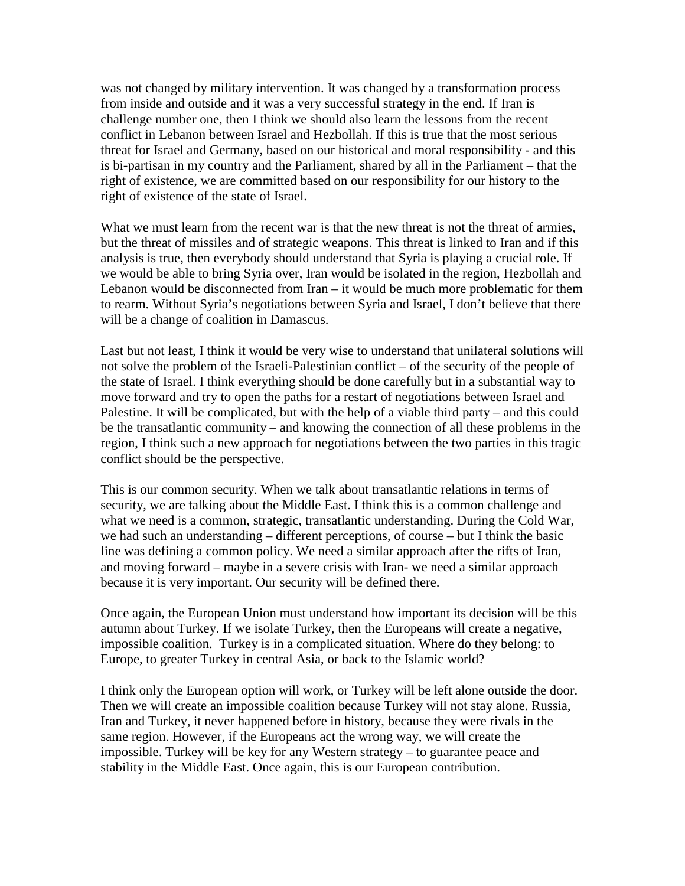was not changed by military intervention. It was changed by a transformation process from inside and outside and it was a very successful strategy in the end. If Iran is challenge number one, then I think we should also learn the lessons from the recent conflict in Lebanon between Israel and Hezbollah. If this is true that the most serious threat for Israel and Germany, based on our historical and moral responsibility - and this is bi-partisan in my country and the Parliament, shared by all in the Parliament – that the right of existence, we are committed based on our responsibility for our history to the right of existence of the state of Israel.

What we must learn from the recent war is that the new threat is not the threat of armies, but the threat of missiles and of strategic weapons. This threat is linked to Iran and if this analysis is true, then everybody should understand that Syria is playing a crucial role. If we would be able to bring Syria over, Iran would be isolated in the region, Hezbollah and Lebanon would be disconnected from Iran – it would be much more problematic for them to rearm. Without Syria's negotiations between Syria and Israel, I don't believe that there will be a change of coalition in Damascus.

Last but not least, I think it would be very wise to understand that unilateral solutions will not solve the problem of the Israeli-Palestinian conflict – of the security of the people of the state of Israel. I think everything should be done carefully but in a substantial way to move forward and try to open the paths for a restart of negotiations between Israel and Palestine. It will be complicated, but with the help of a viable third party – and this could be the transatlantic community – and knowing the connection of all these problems in the region, I think such a new approach for negotiations between the two parties in this tragic conflict should be the perspective.

This is our common security. When we talk about transatlantic relations in terms of security, we are talking about the Middle East. I think this is a common challenge and what we need is a common, strategic, transatlantic understanding. During the Cold War, we had such an understanding – different perceptions, of course – but I think the basic line was defining a common policy. We need a similar approach after the rifts of Iran, and moving forward – maybe in a severe crisis with Iran- we need a similar approach because it is very important. Our security will be defined there.

Once again, the European Union must understand how important its decision will be this autumn about Turkey. If we isolate Turkey, then the Europeans will create a negative, impossible coalition. Turkey is in a complicated situation. Where do they belong: to Europe, to greater Turkey in central Asia, or back to the Islamic world?

I think only the European option will work, or Turkey will be left alone outside the door. Then we will create an impossible coalition because Turkey will not stay alone. Russia, Iran and Turkey, it never happened before in history, because they were rivals in the same region. However, if the Europeans act the wrong way, we will create the impossible. Turkey will be key for any Western strategy – to guarantee peace and stability in the Middle East. Once again, this is our European contribution.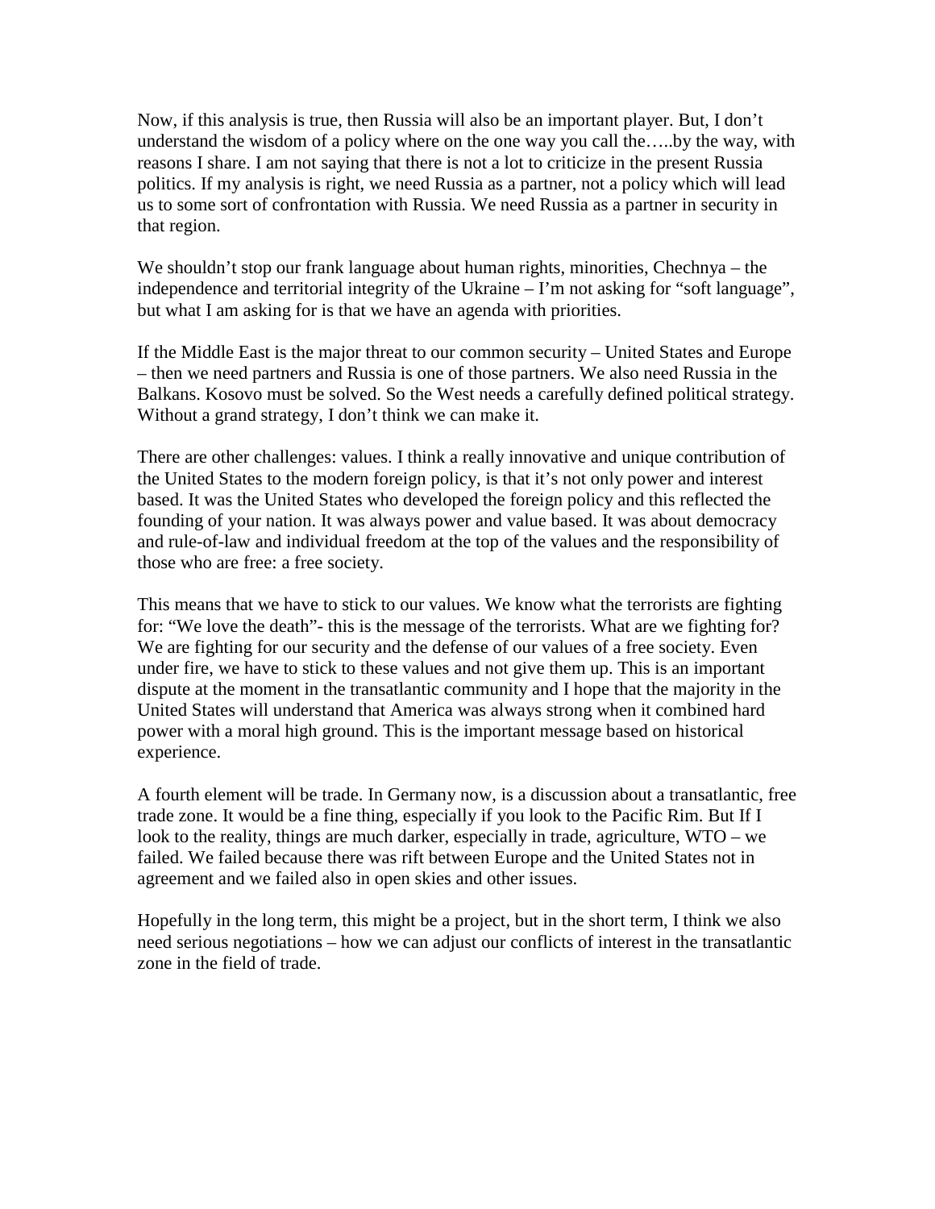Now, if this analysis is true, then Russia will also be an important player. But, I don't understand the wisdom of a policy where on the one way you call the…..by the way, with reasons I share. I am not saying that there is not a lot to criticize in the present Russia politics. If my analysis is right, we need Russia as a partner, not a policy which will lead us to some sort of confrontation with Russia. We need Russia as a partner in security in that region.

We shouldn't stop our frank language about human rights, minorities, Chechnya – the independence and territorial integrity of the Ukraine – I'm not asking for "soft language", but what I am asking for is that we have an agenda with priorities.

If the Middle East is the major threat to our common security – United States and Europe – then we need partners and Russia is one of those partners. We also need Russia in the Balkans. Kosovo must be solved. So the West needs a carefully defined political strategy. Without a grand strategy, I don't think we can make it.

There are other challenges: values. I think a really innovative and unique contribution of the United States to the modern foreign policy, is that it's not only power and interest based. It was the United States who developed the foreign policy and this reflected the founding of your nation. It was always power and value based. It was about democracy and rule-of-law and individual freedom at the top of the values and the responsibility of those who are free: a free society.

This means that we have to stick to our values. We know what the terrorists are fighting for: "We love the death"- this is the message of the terrorists. What are we fighting for? We are fighting for our security and the defense of our values of a free society. Even under fire, we have to stick to these values and not give them up. This is an important dispute at the moment in the transatlantic community and I hope that the majority in the United States will understand that America was always strong when it combined hard power with a moral high ground. This is the important message based on historical experience.

A fourth element will be trade. In Germany now, is a discussion about a transatlantic, free trade zone. It would be a fine thing, especially if you look to the Pacific Rim. But If I look to the reality, things are much darker, especially in trade, agriculture, WTO – we failed. We failed because there was rift between Europe and the United States not in agreement and we failed also in open skies and other issues.

Hopefully in the long term, this might be a project, but in the short term, I think we also need serious negotiations – how we can adjust our conflicts of interest in the transatlantic zone in the field of trade.